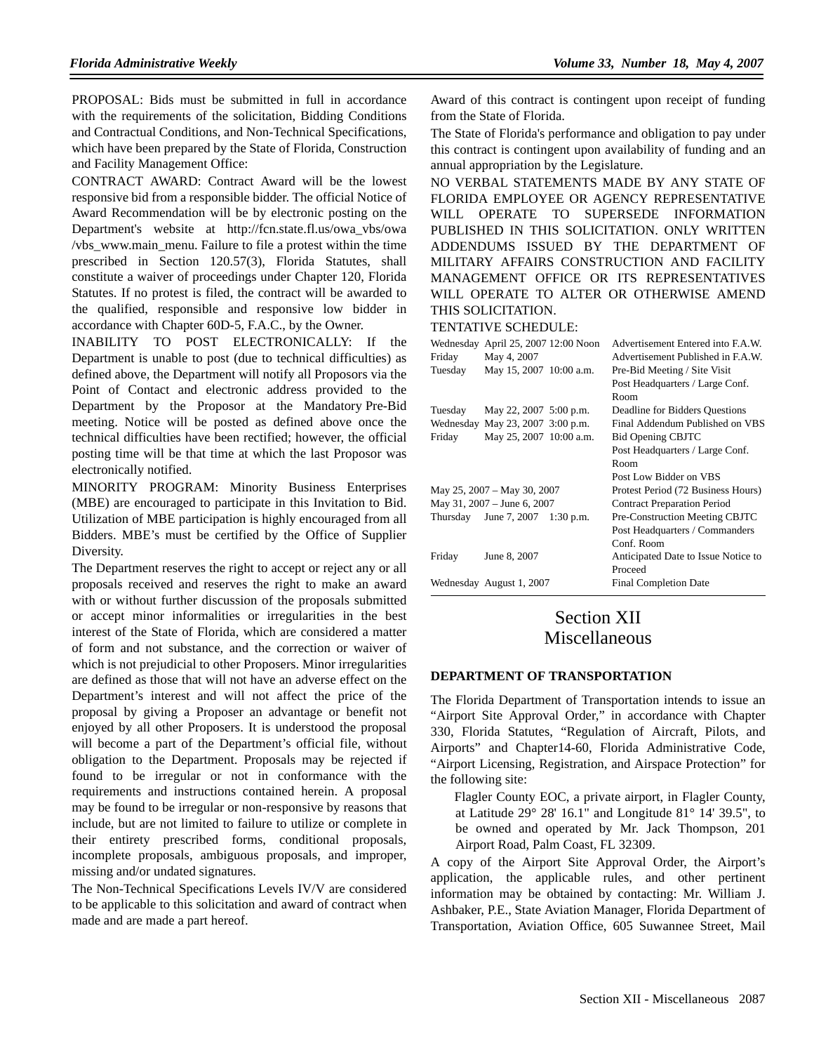PROPOSAL: Bids must be submitted in full in accordance with the requirements of the solicitation, Bidding Conditions and Contractual Conditions, and Non-Technical Specifications, which have been prepared by the State of Florida, Construction and Facility Management Office:

CONTRACT AWARD: Contract Award will be the lowest responsive bid from a responsible bidder. The official Notice of Award Recommendation will be by electronic posting on the Department's website at http://fcn.state.fl.us/owa_vbs/owa/vbs_www.main_menu. Failure to file a protest within the time prescribed in Section 120.57(3), Florida Statutes, shall constitute a waiver of proceedings under Chapter 120, Florida Statutes. If no protest is filed, the contract will be awarded to the qualified, responsible and responsive low bidder in accordance with Chapter 60D-5, F.A.C., by the Owner.

INABILITY TO POST ELECTRONICALLY: If the Department is unable to post (due to technical difficulties) as defined above, the Department will notify all Proposors via the Point of Contact and electronic address provided to the Department by the Proposor at the Mandatory Pre-Bid meeting. Notice will be posted as defined above once the technical difficulties have been rectified; however, the official posting time will be that time at which the last Proposor was electronically notified.

MINORITY PROGRAM: Minority Business Enterprises (MBE) are encouraged to participate in this Invitation to Bid. Utilization of MBE participation is highly encouraged from all Bidders. MBE's must be certified by the Office of Supplier Diversity.

The Department reserves the right to accept or reject any or all proposals received and reserves the right to make an award with or without further discussion of the proposals submitted or accept minor informalities or irregularities in the best interest of the State of Florida, which are considered a matter of form and not substance, and the correction or waiver of which is not prejudicial to other Proposers. Minor irregularities are defined as those that will not have an adverse effect on the Department's interest and will not affect the price of the proposal by giving a Proposer an advantage or benefit not enjoyed by all other Proposers. It is understood the proposal will become a part of the Department's official file, without obligation to the Department. Proposals may be rejected if found to be irregular or not in conformance with the requirements and instructions contained herein. A proposal may be found to be irregular or non-responsive by reasons that include, but are not limited to failure to utilize or complete in their entirety prescribed forms, conditional proposals, incomplete proposals, ambiguous proposals, and improper, missing and/or undated signatures.

The Non-Technical Specifications Levels IV/V are considered to be applicable to this solicitation and award of contract when made and are made a part hereof.

Award of this contract is contingent upon receipt of funding from the State of Florida.

The State of Florida's performance and obligation to pay under this contract is contingent upon availability of funding and an annual appropriation by the Legislature.

NO VERBAL STATEMENTS MADE BY ANY STATE OF FLORIDA EMPLOYEE OR AGENCY REPRESENTATIVE WILL OPERATE TO SUPERSEDE INFORMATION PUBLISHED IN THIS SOLICITATION. ONLY WRITTEN ADDENDUMS ISSUED BY THE DEPARTMENT OF MILITARY AFFAIRS CONSTRUCTION AND FACILITY MANAGEMENT OFFICE OR ITS REPRESENTATIVES WILL OPERATE TO ALTER OR OTHERWISE AMEND THIS SOLICITATION.

TENTATIVE SCHEDULE:

| Day | Date/Time | Event |
|---|---|---|
| Wednesday | April 25, 2007 12:00 Noon | Advertisement Entered into F.A.W. |
| Friday | May 4, 2007 | Advertisement Published in F.A.W. |
| Tuesday | May 15, 2007 10:00 a.m. | Pre-Bid Meeting / Site Visit Post Headquarters / Large Conf. Room |
| Tuesday | May 22, 2007 5:00 p.m. | Deadline for Bidders Questions |
| Wednesday | May 23, 2007 3:00 p.m. | Final Addendum Published on VBS |
| Friday | May 25, 2007 10:00 a.m. | Bid Opening CBJTC Post Headquarters / Large Conf. Room Post Low Bidder on VBS |
| | May 25, 2007 – May 30, 2007 | Protest Period (72 Business Hours) |
| | May 31, 2007 – June 6, 2007 | Contract Preparation Period |
| Thursday | June 7, 2007 1:30 p.m. | Pre-Construction Meeting CBJTC Post Headquarters / Commanders Conf. Room |
| Friday | June 8, 2007 | Anticipated Date to Issue Notice to Proceed |
| Wednesday | August 1, 2007 | Final Completion Date |

# Section XII Miscellaneous

### DEPARTMENT OF TRANSPORTATION

The Florida Department of Transportation intends to issue an "Airport Site Approval Order," in accordance with Chapter 330, Florida Statutes, "Regulation of Aircraft, Pilots, and Airports" and Chapter14-60, Florida Administrative Code, "Airport Licensing, Registration, and Airspace Protection" for the following site:

Flagler County EOC, a private airport, in Flagler County, at Latitude 29° 28' 16.1" and Longitude 81° 14' 39.5", to be owned and operated by Mr. Jack Thompson, 201 Airport Road, Palm Coast, FL 32309.

A copy of the Airport Site Approval Order, the Airport's application, the applicable rules, and other pertinent information may be obtained by contacting: Mr. William J. Ashbaker, P.E., State Aviation Manager, Florida Department of Transportation, Aviation Office, 605 Suwannee Street, Mail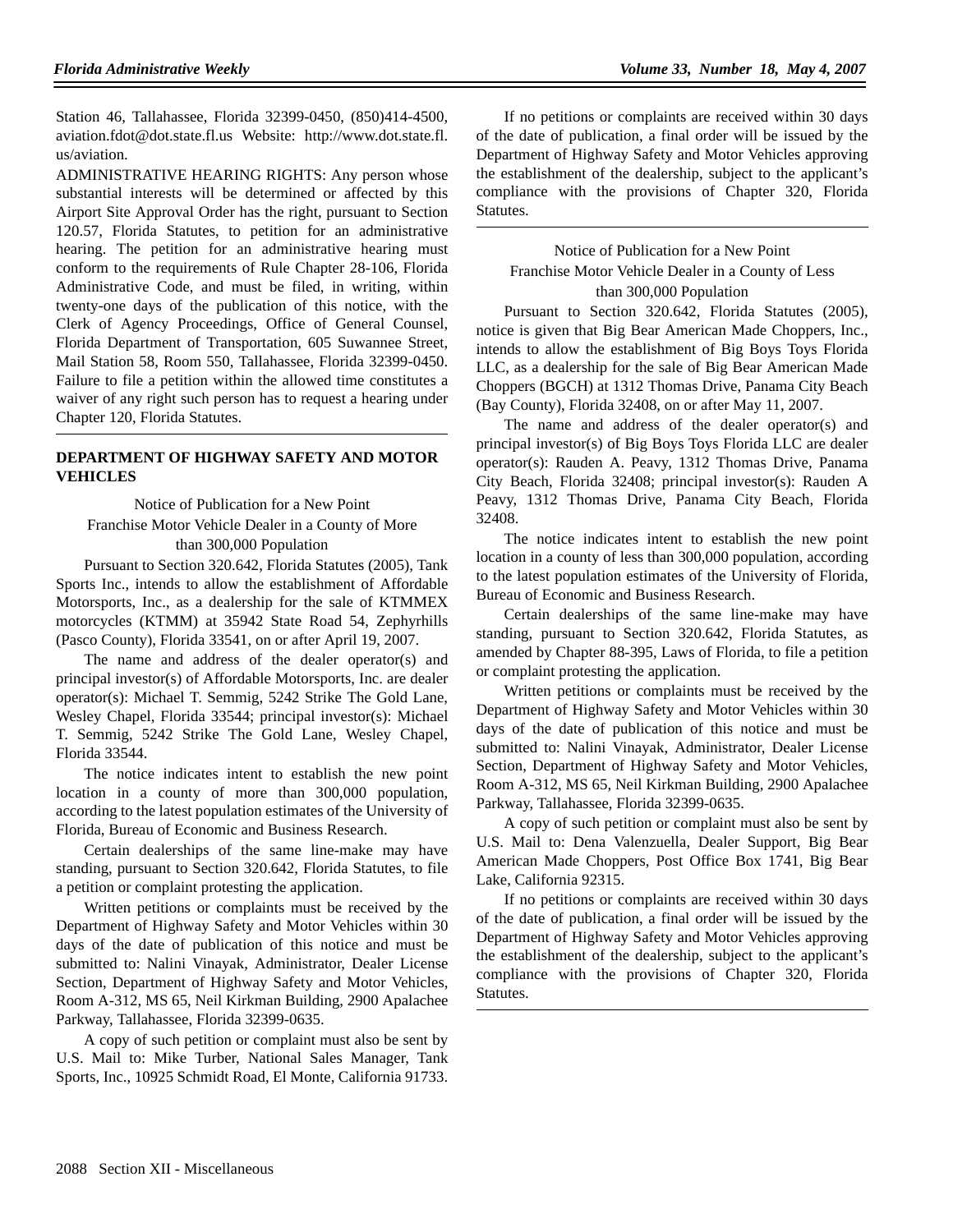Station 46, Tallahassee, Florida 32399-0450, (850)414-4500, aviation.fdot@dot.state.fl.us Website: http://www.dot.state.fl.us/aviation.

ADMINISTRATIVE HEARING RIGHTS: Any person whose substantial interests will be determined or affected by this Airport Site Approval Order has the right, pursuant to Section 120.57, Florida Statutes, to petition for an administrative hearing. The petition for an administrative hearing must conform to the requirements of Rule Chapter 28-106, Florida Administrative Code, and must be filed, in writing, within twenty-one days of the publication of this notice, with the Clerk of Agency Proceedings, Office of General Counsel, Florida Department of Transportation, 605 Suwannee Street, Mail Station 58, Room 550, Tallahassee, Florida 32399-0450. Failure to file a petition within the allowed time constitutes a waiver of any right such person has to request a hearing under Chapter 120, Florida Statutes.

## DEPARTMENT OF HIGHWAY SAFETY AND MOTOR VEHICLES

Notice of Publication for a New Point Franchise Motor Vehicle Dealer in a County of More than 300,000 Population

Pursuant to Section 320.642, Florida Statutes (2005), Tank Sports Inc., intends to allow the establishment of Affordable Motorsports, Inc., as a dealership for the sale of KTMMEX motorcycles (KTMM) at 35942 State Road 54, Zephyrhills (Pasco County), Florida 33541, on or after April 19, 2007.

The name and address of the dealer operator(s) and principal investor(s) of Affordable Motorsports, Inc. are dealer operator(s): Michael T. Semmig, 5242 Strike The Gold Lane, Wesley Chapel, Florida 33544; principal investor(s): Michael T. Semmig, 5242 Strike The Gold Lane, Wesley Chapel, Florida 33544.

The notice indicates intent to establish the new point location in a county of more than 300,000 population, according to the latest population estimates of the University of Florida, Bureau of Economic and Business Research.

Certain dealerships of the same line-make may have standing, pursuant to Section 320.642, Florida Statutes, to file a petition or complaint protesting the application.

Written petitions or complaints must be received by the Department of Highway Safety and Motor Vehicles within 30 days of the date of publication of this notice and must be submitted to: Nalini Vinayak, Administrator, Dealer License Section, Department of Highway Safety and Motor Vehicles, Room A-312, MS 65, Neil Kirkman Building, 2900 Apalachee Parkway, Tallahassee, Florida 32399-0635.

A copy of such petition or complaint must also be sent by U.S. Mail to: Mike Turber, National Sales Manager, Tank Sports, Inc., 10925 Schmidt Road, El Monte, California 91733.

If no petitions or complaints are received within 30 days of the date of publication, a final order will be issued by the Department of Highway Safety and Motor Vehicles approving the establishment of the dealership, subject to the applicant's compliance with the provisions of Chapter 320, Florida Statutes.

---

Notice of Publication for a New Point Franchise Motor Vehicle Dealer in a County of Less than 300,000 Population

Pursuant to Section 320.642, Florida Statutes (2005), notice is given that Big Bear American Made Choppers, Inc., intends to allow the establishment of Big Boys Toys Florida LLC, as a dealership for the sale of Big Bear American Made Choppers (BGCH) at 1312 Thomas Drive, Panama City Beach (Bay County), Florida 32408, on or after May 11, 2007.

The name and address of the dealer operator(s) and principal investor(s) of Big Boys Toys Florida LLC are dealer operator(s): Rauden A. Peavy, 1312 Thomas Drive, Panama City Beach, Florida 32408; principal investor(s): Rauden A Peavy, 1312 Thomas Drive, Panama City Beach, Florida 32408.

The notice indicates intent to establish the new point location in a county of less than 300,000 population, according to the latest population estimates of the University of Florida, Bureau of Economic and Business Research.

Certain dealerships of the same line-make may have standing, pursuant to Section 320.642, Florida Statutes, as amended by Chapter 88-395, Laws of Florida, to file a petition or complaint protesting the application.

Written petitions or complaints must be received by the Department of Highway Safety and Motor Vehicles within 30 days of the date of publication of this notice and must be submitted to: Nalini Vinayak, Administrator, Dealer License Section, Department of Highway Safety and Motor Vehicles, Room A-312, MS 65, Neil Kirkman Building, 2900 Apalachee Parkway, Tallahassee, Florida 32399-0635.

A copy of such petition or complaint must also be sent by U.S. Mail to: Dena Valenzuella, Dealer Support, Big Bear American Made Choppers, Post Office Box 1741, Big Bear Lake, California 92315.

If no petitions or complaints are received within 30 days of the date of publication, a final order will be issued by the Department of Highway Safety and Motor Vehicles approving the establishment of the dealership, subject to the applicant's compliance with the provisions of Chapter 320, Florida Statutes.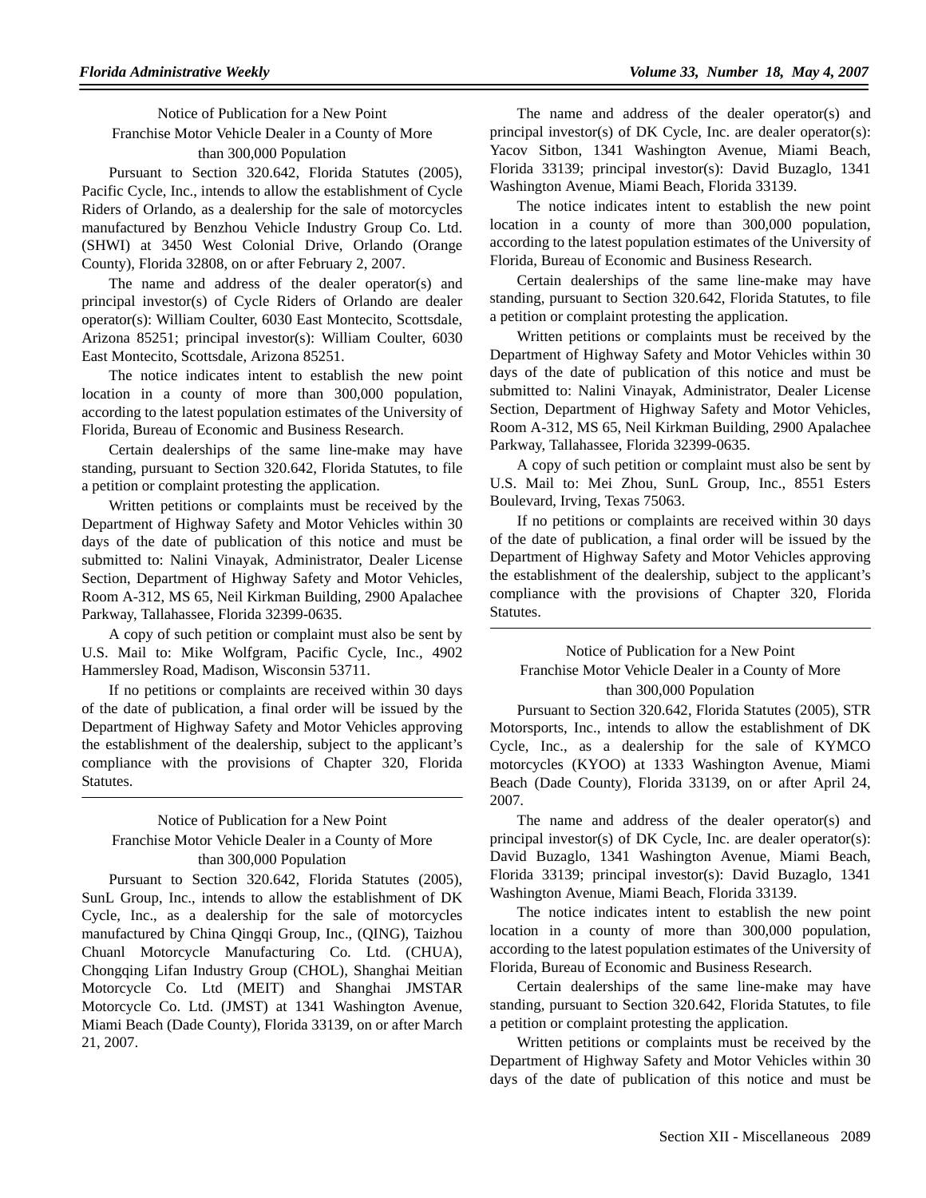Notice of Publication for a New Point Franchise Motor Vehicle Dealer in a County of More than 300,000 Population

Pursuant to Section 320.642, Florida Statutes (2005), Pacific Cycle, Inc., intends to allow the establishment of Cycle Riders of Orlando, as a dealership for the sale of motorcycles manufactured by Benzhou Vehicle Industry Group Co. Ltd. (SHWI) at 3450 West Colonial Drive, Orlando (Orange County), Florida 32808, on or after February 2, 2007.

The name and address of the dealer operator(s) and principal investor(s) of Cycle Riders of Orlando are dealer operator(s): William Coulter, 6030 East Montecito, Scottsdale, Arizona 85251; principal investor(s): William Coulter, 6030 East Montecito, Scottsdale, Arizona 85251.

The notice indicates intent to establish the new point location in a county of more than 300,000 population, according to the latest population estimates of the University of Florida, Bureau of Economic and Business Research.

Certain dealerships of the same line-make may have standing, pursuant to Section 320.642, Florida Statutes, to file a petition or complaint protesting the application.

Written petitions or complaints must be received by the Department of Highway Safety and Motor Vehicles within 30 days of the date of publication of this notice and must be submitted to: Nalini Vinayak, Administrator, Dealer License Section, Department of Highway Safety and Motor Vehicles, Room A-312, MS 65, Neil Kirkman Building, 2900 Apalachee Parkway, Tallahassee, Florida 32399-0635.

A copy of such petition or complaint must also be sent by U.S. Mail to: Mike Wolfgram, Pacific Cycle, Inc., 4902 Hammersley Road, Madison, Wisconsin 53711.

If no petitions or complaints are received within 30 days of the date of publication, a final order will be issued by the Department of Highway Safety and Motor Vehicles approving the establishment of the dealership, subject to the applicant's compliance with the provisions of Chapter 320, Florida Statutes.

---

Notice of Publication for a New Point Franchise Motor Vehicle Dealer in a County of More than 300,000 Population

Pursuant to Section 320.642, Florida Statutes (2005), SunL Group, Inc., intends to allow the establishment of DK Cycle, Inc., as a dealership for the sale of motorcycles manufactured by China Qingqi Group, Inc., (QING), Taizhou Chuanl Motorcycle Manufacturing Co. Ltd. (CHUA), Chongqing Lifan Industry Group (CHOL), Shanghai Meitian Motorcycle Co. Ltd (MEIT) and Shanghai JMSTAR Motorcycle Co. Ltd. (JMST) at 1341 Washington Avenue, Miami Beach (Dade County), Florida 33139, on or after March 21, 2007.

The name and address of the dealer operator(s) and principal investor(s) of DK Cycle, Inc. are dealer operator(s): Yacov Sitbon, 1341 Washington Avenue, Miami Beach, Florida 33139; principal investor(s): David Buzaglo, 1341 Washington Avenue, Miami Beach, Florida 33139.

The notice indicates intent to establish the new point location in a county of more than 300,000 population, according to the latest population estimates of the University of Florida, Bureau of Economic and Business Research.

Certain dealerships of the same line-make may have standing, pursuant to Section 320.642, Florida Statutes, to file a petition or complaint protesting the application.

Written petitions or complaints must be received by the Department of Highway Safety and Motor Vehicles within 30 days of the date of publication of this notice and must be submitted to: Nalini Vinayak, Administrator, Dealer License Section, Department of Highway Safety and Motor Vehicles, Room A-312, MS 65, Neil Kirkman Building, 2900 Apalachee Parkway, Tallahassee, Florida 32399-0635.

A copy of such petition or complaint must also be sent by U.S. Mail to: Mei Zhou, SunL Group, Inc., 8551 Esters Boulevard, Irving, Texas 75063.

If no petitions or complaints are received within 30 days of the date of publication, a final order will be issued by the Department of Highway Safety and Motor Vehicles approving the establishment of the dealership, subject to the applicant's compliance with the provisions of Chapter 320, Florida Statutes.

---

Notice of Publication for a New Point Franchise Motor Vehicle Dealer in a County of More than 300,000 Population

Pursuant to Section 320.642, Florida Statutes (2005), STR Motorsports, Inc., intends to allow the establishment of DK Cycle, Inc., as a dealership for the sale of KYMCO motorcycles (KYOO) at 1333 Washington Avenue, Miami Beach (Dade County), Florida 33139, on or after April 24, 2007.

The name and address of the dealer operator(s) and principal investor(s) of DK Cycle, Inc. are dealer operator(s): David Buzaglo, 1341 Washington Avenue, Miami Beach, Florida 33139; principal investor(s): David Buzaglo, 1341 Washington Avenue, Miami Beach, Florida 33139.

The notice indicates intent to establish the new point location in a county of more than 300,000 population, according to the latest population estimates of the University of Florida, Bureau of Economic and Business Research.

Certain dealerships of the same line-make may have standing, pursuant to Section 320.642, Florida Statutes, to file a petition or complaint protesting the application.

Written petitions or complaints must be received by the Department of Highway Safety and Motor Vehicles within 30 days of the date of publication of this notice and must be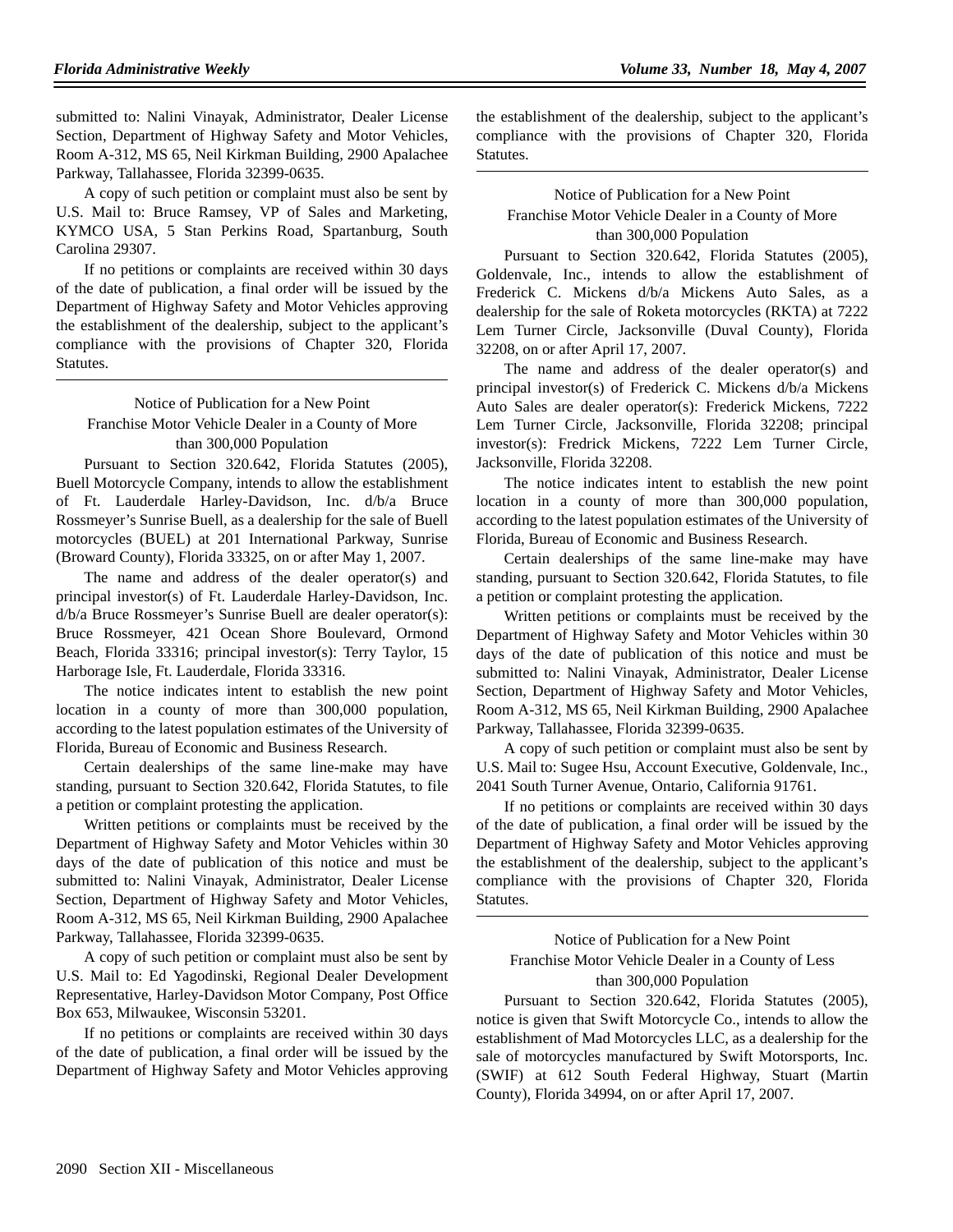submitted to: Nalini Vinayak, Administrator, Dealer License Section, Department of Highway Safety and Motor Vehicles, Room A-312, MS 65, Neil Kirkman Building, 2900 Apalachee Parkway, Tallahassee, Florida 32399-0635.

A copy of such petition or complaint must also be sent by U.S. Mail to: Bruce Ramsey, VP of Sales and Marketing, KYMCO USA, 5 Stan Perkins Road, Spartanburg, South Carolina 29307.

If no petitions or complaints are received within 30 days of the date of publication, a final order will be issued by the Department of Highway Safety and Motor Vehicles approving the establishment of the dealership, subject to the applicant's compliance with the provisions of Chapter 320, Florida Statutes.

---

Notice of Publication for a New Point Franchise Motor Vehicle Dealer in a County of More than 300,000 Population

Pursuant to Section 320.642, Florida Statutes (2005), Buell Motorcycle Company, intends to allow the establishment of Ft. Lauderdale Harley-Davidson, Inc. d/b/a Bruce Rossmeyer's Sunrise Buell, as a dealership for the sale of Buell motorcycles (BUEL) at 201 International Parkway, Sunrise (Broward County), Florida 33325, on or after May 1, 2007.

The name and address of the dealer operator(s) and principal investor(s) of Ft. Lauderdale Harley-Davidson, Inc. d/b/a Bruce Rossmeyer's Sunrise Buell are dealer operator(s): Bruce Rossmeyer, 421 Ocean Shore Boulevard, Ormond Beach, Florida 33316; principal investor(s): Terry Taylor, 15 Harborage Isle, Ft. Lauderdale, Florida 33316.

The notice indicates intent to establish the new point location in a county of more than 300,000 population, according to the latest population estimates of the University of Florida, Bureau of Economic and Business Research.

Certain dealerships of the same line-make may have standing, pursuant to Section 320.642, Florida Statutes, to file a petition or complaint protesting the application.

Written petitions or complaints must be received by the Department of Highway Safety and Motor Vehicles within 30 days of the date of publication of this notice and must be submitted to: Nalini Vinayak, Administrator, Dealer License Section, Department of Highway Safety and Motor Vehicles, Room A-312, MS 65, Neil Kirkman Building, 2900 Apalachee Parkway, Tallahassee, Florida 32399-0635.

A copy of such petition or complaint must also be sent by U.S. Mail to: Ed Yagodinski, Regional Dealer Development Representative, Harley-Davidson Motor Company, Post Office Box 653, Milwaukee, Wisconsin 53201.

If no petitions or complaints are received within 30 days of the date of publication, a final order will be issued by the Department of Highway Safety and Motor Vehicles approving the establishment of the dealership, subject to the applicant's compliance with the provisions of Chapter 320, Florida Statutes.

---

Notice of Publication for a New Point Franchise Motor Vehicle Dealer in a County of More than 300,000 Population

Pursuant to Section 320.642, Florida Statutes (2005), Goldenvale, Inc., intends to allow the establishment of Frederick C. Mickens d/b/a Mickens Auto Sales, as a dealership for the sale of Roketa motorcycles (RKTA) at 7222 Lem Turner Circle, Jacksonville (Duval County), Florida 32208, on or after April 17, 2007.

The name and address of the dealer operator(s) and principal investor(s) of Frederick C. Mickens d/b/a Mickens Auto Sales are dealer operator(s): Frederick Mickens, 7222 Lem Turner Circle, Jacksonville, Florida 32208; principal investor(s): Fredrick Mickens, 7222 Lem Turner Circle, Jacksonville, Florida 32208.

The notice indicates intent to establish the new point location in a county of more than 300,000 population, according to the latest population estimates of the University of Florida, Bureau of Economic and Business Research.

Certain dealerships of the same line-make may have standing, pursuant to Section 320.642, Florida Statutes, to file a petition or complaint protesting the application.

Written petitions or complaints must be received by the Department of Highway Safety and Motor Vehicles within 30 days of the date of publication of this notice and must be submitted to: Nalini Vinayak, Administrator, Dealer License Section, Department of Highway Safety and Motor Vehicles, Room A-312, MS 65, Neil Kirkman Building, 2900 Apalachee Parkway, Tallahassee, Florida 32399-0635.

A copy of such petition or complaint must also be sent by U.S. Mail to: Sugee Hsu, Account Executive, Goldenvale, Inc., 2041 South Turner Avenue, Ontario, California 91761.

If no petitions or complaints are received within 30 days of the date of publication, a final order will be issued by the Department of Highway Safety and Motor Vehicles approving the establishment of the dealership, subject to the applicant's compliance with the provisions of Chapter 320, Florida Statutes.

---

Notice of Publication for a New Point Franchise Motor Vehicle Dealer in a County of Less than 300,000 Population

Pursuant to Section 320.642, Florida Statutes (2005), notice is given that Swift Motorcycle Co., intends to allow the establishment of Mad Motorcycles LLC, as a dealership for the sale of motorcycles manufactured by Swift Motorsports, Inc. (SWIF) at 612 South Federal Highway, Stuart (Martin County), Florida 34994, on or after April 17, 2007.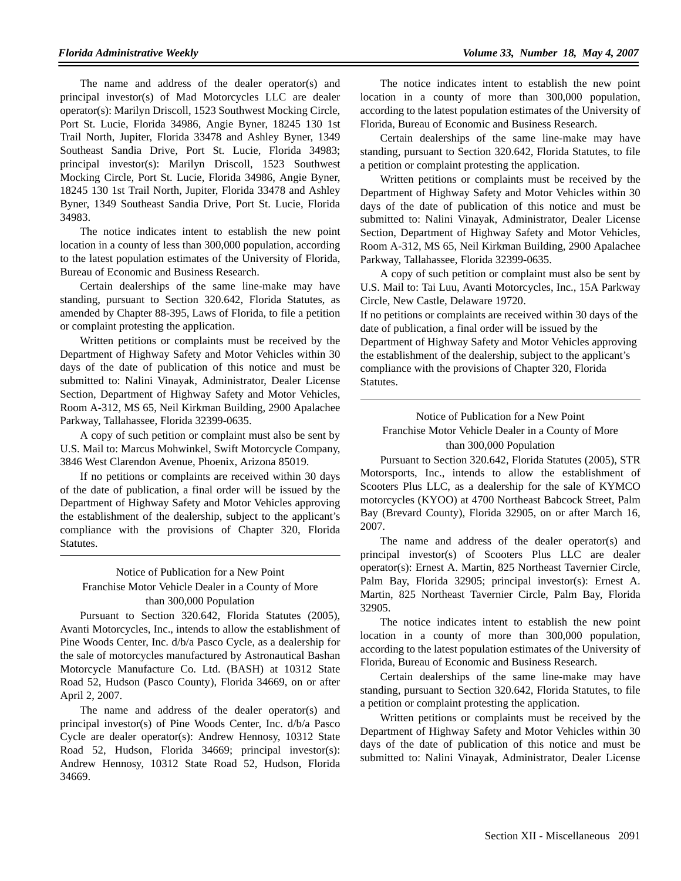The name and address of the dealer operator(s) and principal investor(s) of Mad Motorcycles LLC are dealer operator(s): Marilyn Driscoll, 1523 Southwest Mocking Circle, Port St. Lucie, Florida 34986, Angie Byner, 18245 130 1st Trail North, Jupiter, Florida 33478 and Ashley Byner, 1349 Southeast Sandia Drive, Port St. Lucie, Florida 34983; principal investor(s): Marilyn Driscoll, 1523 Southwest Mocking Circle, Port St. Lucie, Florida 34986, Angie Byner, 18245 130 1st Trail North, Jupiter, Florida 33478 and Ashley Byner, 1349 Southeast Sandia Drive, Port St. Lucie, Florida 34983.

The notice indicates intent to establish the new point location in a county of less than 300,000 population, according to the latest population estimates of the University of Florida, Bureau of Economic and Business Research.

Certain dealerships of the same line-make may have standing, pursuant to Section 320.642, Florida Statutes, as amended by Chapter 88-395, Laws of Florida, to file a petition or complaint protesting the application.

Written petitions or complaints must be received by the Department of Highway Safety and Motor Vehicles within 30 days of the date of publication of this notice and must be submitted to: Nalini Vinayak, Administrator, Dealer License Section, Department of Highway Safety and Motor Vehicles, Room A-312, MS 65, Neil Kirkman Building, 2900 Apalachee Parkway, Tallahassee, Florida 32399-0635.

A copy of such petition or complaint must also be sent by U.S. Mail to: Marcus Mohwinkel, Swift Motorcycle Company, 3846 West Clarendon Avenue, Phoenix, Arizona 85019.

If no petitions or complaints are received within 30 days of the date of publication, a final order will be issued by the Department of Highway Safety and Motor Vehicles approving the establishment of the dealership, subject to the applicant's compliance with the provisions of Chapter 320, Florida Statutes.

---

Notice of Publication for a New Point
Franchise Motor Vehicle Dealer in a County of More
than 300,000 Population

Pursuant to Section 320.642, Florida Statutes (2005), Avanti Motorcycles, Inc., intends to allow the establishment of Pine Woods Center, Inc. d/b/a Pasco Cycle, as a dealership for the sale of motorcycles manufactured by Astronautical Bashan Motorcycle Manufacture Co. Ltd. (BASH) at 10312 State Road 52, Hudson (Pasco County), Florida 34669, on or after April 2, 2007.

The name and address of the dealer operator(s) and principal investor(s) of Pine Woods Center, Inc. d/b/a Pasco Cycle are dealer operator(s): Andrew Hennosy, 10312 State Road 52, Hudson, Florida 34669; principal investor(s): Andrew Hennosy, 10312 State Road 52, Hudson, Florida 34669.

The notice indicates intent to establish the new point location in a county of more than 300,000 population, according to the latest population estimates of the University of Florida, Bureau of Economic and Business Research.

Certain dealerships of the same line-make may have standing, pursuant to Section 320.642, Florida Statutes, to file a petition or complaint protesting the application.

Written petitions or complaints must be received by the Department of Highway Safety and Motor Vehicles within 30 days of the date of publication of this notice and must be submitted to: Nalini Vinayak, Administrator, Dealer License Section, Department of Highway Safety and Motor Vehicles, Room A-312, MS 65, Neil Kirkman Building, 2900 Apalachee Parkway, Tallahassee, Florida 32399-0635.

A copy of such petition or complaint must also be sent by U.S. Mail to: Tai Luu, Avanti Motorcycles, Inc., 15A Parkway Circle, New Castle, Delaware 19720.

If no petitions or complaints are received within 30 days of the date of publication, a final order will be issued by the Department of Highway Safety and Motor Vehicles approving the establishment of the dealership, subject to the applicant's compliance with the provisions of Chapter 320, Florida Statutes.

---

Notice of Publication for a New Point
Franchise Motor Vehicle Dealer in a County of More
than 300,000 Population

Pursuant to Section 320.642, Florida Statutes (2005), STR Motorsports, Inc., intends to allow the establishment of Scooters Plus LLC, as a dealership for the sale of KYMCO motorcycles (KYOO) at 4700 Northeast Babcock Street, Palm Bay (Brevard County), Florida 32905, on or after March 16, 2007.

The name and address of the dealer operator(s) and principal investor(s) of Scooters Plus LLC are dealer operator(s): Ernest A. Martin, 825 Northeast Tavernier Circle, Palm Bay, Florida 32905; principal investor(s): Ernest A. Martin, 825 Northeast Tavernier Circle, Palm Bay, Florida 32905.

The notice indicates intent to establish the new point location in a county of more than 300,000 population, according to the latest population estimates of the University of Florida, Bureau of Economic and Business Research.

Certain dealerships of the same line-make may have standing, pursuant to Section 320.642, Florida Statutes, to file a petition or complaint protesting the application.

Written petitions or complaints must be received by the Department of Highway Safety and Motor Vehicles within 30 days of the date of publication of this notice and must be submitted to: Nalini Vinayak, Administrator, Dealer License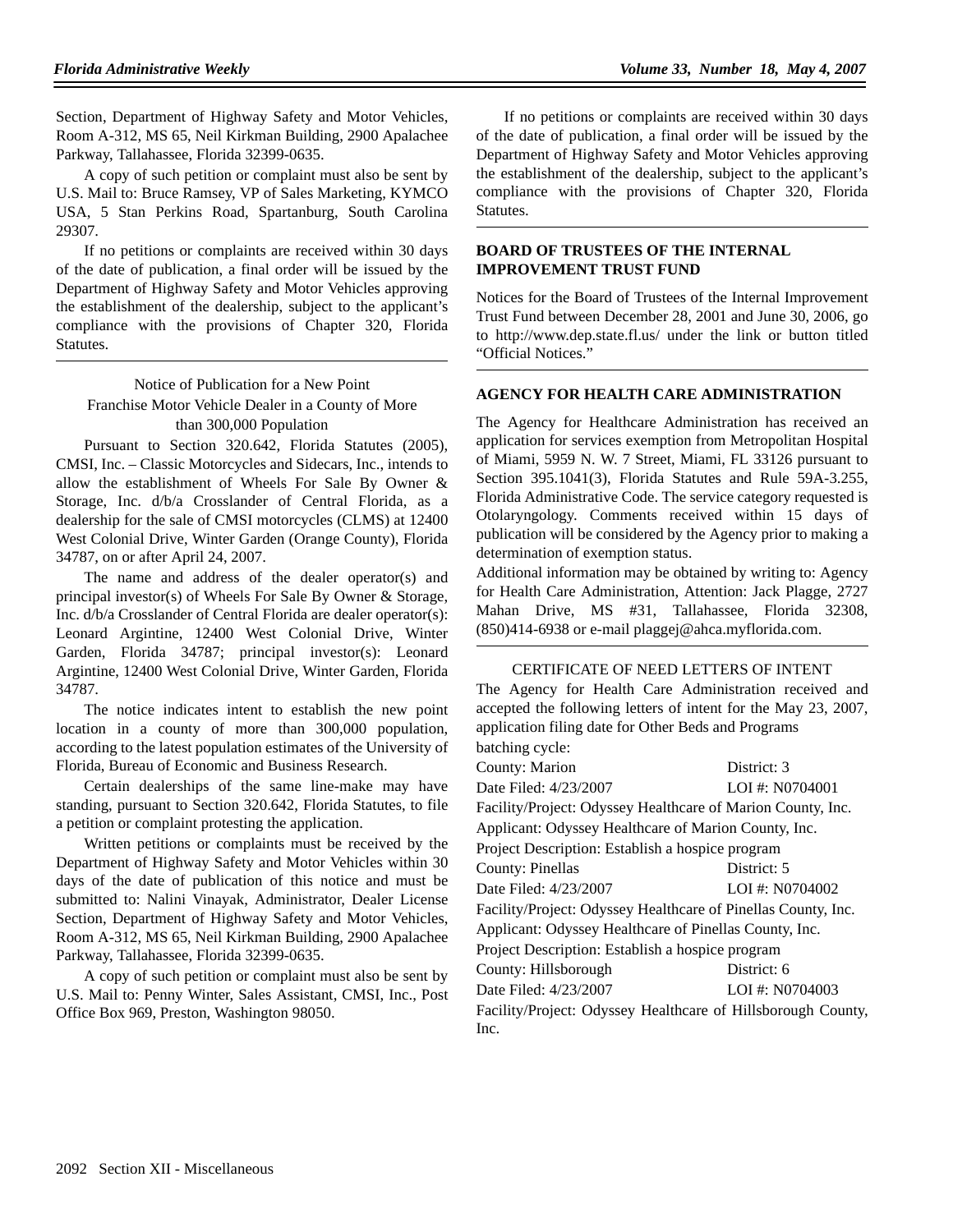Section, Department of Highway Safety and Motor Vehicles, Room A-312, MS 65, Neil Kirkman Building, 2900 Apalachee Parkway, Tallahassee, Florida 32399-0635.

A copy of such petition or complaint must also be sent by U.S. Mail to: Bruce Ramsey, VP of Sales Marketing, KYMCO USA, 5 Stan Perkins Road, Spartanburg, South Carolina 29307.

If no petitions or complaints are received within 30 days of the date of publication, a final order will be issued by the Department of Highway Safety and Motor Vehicles approving the establishment of the dealership, subject to the applicant's compliance with the provisions of Chapter 320, Florida Statutes.

Notice of Publication for a New Point Franchise Motor Vehicle Dealer in a County of More than 300,000 Population

Pursuant to Section 320.642, Florida Statutes (2005), CMSI, Inc. – Classic Motorcycles and Sidecars, Inc., intends to allow the establishment of Wheels For Sale By Owner & Storage, Inc. d/b/a Crosslander of Central Florida, as a dealership for the sale of CMSI motorcycles (CLMS) at 12400 West Colonial Drive, Winter Garden (Orange County), Florida 34787, on or after April 24, 2007.

The name and address of the dealer operator(s) and principal investor(s) of Wheels For Sale By Owner & Storage, Inc. d/b/a Crosslander of Central Florida are dealer operator(s): Leonard Argintine, 12400 West Colonial Drive, Winter Garden, Florida 34787; principal investor(s): Leonard Argintine, 12400 West Colonial Drive, Winter Garden, Florida 34787.

The notice indicates intent to establish the new point location in a county of more than 300,000 population, according to the latest population estimates of the University of Florida, Bureau of Economic and Business Research.

Certain dealerships of the same line-make may have standing, pursuant to Section 320.642, Florida Statutes, to file a petition or complaint protesting the application.

Written petitions or complaints must be received by the Department of Highway Safety and Motor Vehicles within 30 days of the date of publication of this notice and must be submitted to: Nalini Vinayak, Administrator, Dealer License Section, Department of Highway Safety and Motor Vehicles, Room A-312, MS 65, Neil Kirkman Building, 2900 Apalachee Parkway, Tallahassee, Florida 32399-0635.

A copy of such petition or complaint must also be sent by U.S. Mail to: Penny Winter, Sales Assistant, CMSI, Inc., Post Office Box 969, Preston, Washington 98050.

If no petitions or complaints are received within 30 days of the date of publication, a final order will be issued by the Department of Highway Safety and Motor Vehicles approving the establishment of the dealership, subject to the applicant's compliance with the provisions of Chapter 320, Florida Statutes.

## BOARD OF TRUSTEES OF THE INTERNAL IMPROVEMENT TRUST FUND

Notices for the Board of Trustees of the Internal Improvement Trust Fund between December 28, 2001 and June 30, 2006, go to http://www.dep.state.fl.us/ under the link or button titled "Official Notices."

## AGENCY FOR HEALTH CARE ADMINISTRATION

The Agency for Healthcare Administration has received an application for services exemption from Metropolitan Hospital of Miami, 5959 N. W. 7 Street, Miami, FL 33126 pursuant to Section 395.1041(3), Florida Statutes and Rule 59A-3.255, Florida Administrative Code. The service category requested is Otolaryngology. Comments received within 15 days of publication will be considered by the Agency prior to making a determination of exemption status.

Additional information may be obtained by writing to: Agency for Health Care Administration, Attention: Jack Plagge, 2727 Mahan Drive, MS #31, Tallahassee, Florida 32308, (850)414-6938 or e-mail plaggej@ahca.myflorida.com.

CERTIFICATE OF NEED LETTERS OF INTENT

The Agency for Health Care Administration received and accepted the following letters of intent for the May 23, 2007, application filing date for Other Beds and Programs batching cycle:

County: Marion District: 3
Date Filed: 4/23/2007 LOI #: N0704001
Facility/Project: Odyssey Healthcare of Marion County, Inc.
Applicant: Odyssey Healthcare of Marion County, Inc.
Project Description: Establish a hospice program

County: Pinellas District: 5
Date Filed: 4/23/2007 LOI #: N0704002
Facility/Project: Odyssey Healthcare of Pinellas County, Inc.
Applicant: Odyssey Healthcare of Pinellas County, Inc.
Project Description: Establish a hospice program

County: Hillsborough District: 6
Date Filed: 4/23/2007 LOI #: N0704003
Facility/Project: Odyssey Healthcare of Hillsborough County, Inc.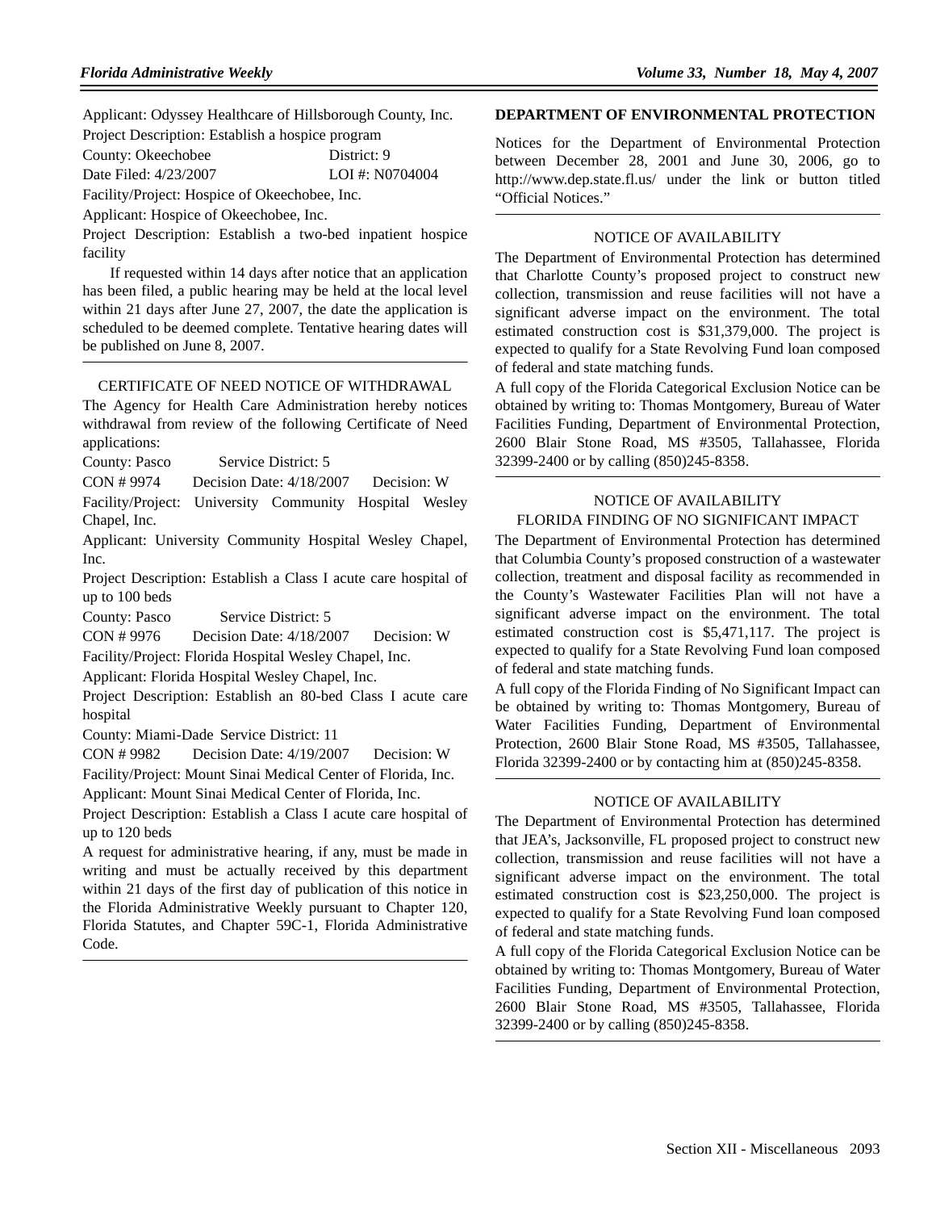Applicant: Odyssey Healthcare of Hillsborough County, Inc.

Project Description: Establish a hospice program

County: Okeechobee District: 9

Date Filed: 4/23/2007 LOI #: N0704004

Facility/Project: Hospice of Okeechobee, Inc.

Applicant: Hospice of Okeechobee, Inc.

Project Description: Establish a two-bed inpatient hospice facility

If requested within 14 days after notice that an application has been filed, a public hearing may be held at the local level within 21 days after June 27, 2007, the date the application is scheduled to be deemed complete. Tentative hearing dates will be published on June 8, 2007.

---

CERTIFICATE OF NEED NOTICE OF WITHDRAWAL

The Agency for Health Care Administration hereby notices withdrawal from review of the following Certificate of Need applications:

County: Pasco Service District: 5

CON # 9974 Decision Date: 4/18/2007 Decision: W

Facility/Project: University Community Hospital Wesley Chapel, Inc.

Applicant: University Community Hospital Wesley Chapel, Inc.

Project Description: Establish a Class I acute care hospital of up to 100 beds

County: Pasco Service District: 5

CON # 9976 Decision Date: 4/18/2007 Decision: W

Facility/Project: Florida Hospital Wesley Chapel, Inc.

Applicant: Florida Hospital Wesley Chapel, Inc.

Project Description: Establish an 80-bed Class I acute care hospital

County: Miami-Dade Service District: 11

CON # 9982 Decision Date: 4/19/2007 Decision: W

Facility/Project: Mount Sinai Medical Center of Florida, Inc.

Applicant: Mount Sinai Medical Center of Florida, Inc.

Project Description: Establish a Class I acute care hospital of up to 120 beds

A request for administrative hearing, if any, must be made in writing and must be actually received by this department within 21 days of the first day of publication of this notice in the Florida Administrative Weekly pursuant to Chapter 120, Florida Statutes, and Chapter 59C-1, Florida Administrative Code.

---

## DEPARTMENT OF ENVIRONMENTAL PROTECTION

Notices for the Department of Environmental Protection between December 28, 2001 and June 30, 2006, go to http://www.dep.state.fl.us/ under the link or button titled "Official Notices."

---

NOTICE OF AVAILABILITY

The Department of Environmental Protection has determined that Charlotte County's proposed project to construct new collection, transmission and reuse facilities will not have a significant adverse impact on the environment. The total estimated construction cost is $31,379,000. The project is expected to qualify for a State Revolving Fund loan composed of federal and state matching funds.

A full copy of the Florida Categorical Exclusion Notice can be obtained by writing to: Thomas Montgomery, Bureau of Water Facilities Funding, Department of Environmental Protection, 2600 Blair Stone Road, MS #3505, Tallahassee, Florida 32399-2400 or by calling (850)245-8358.

---

NOTICE OF AVAILABILITY

FLORIDA FINDING OF NO SIGNIFICANT IMPACT

The Department of Environmental Protection has determined that Columbia County's proposed construction of a wastewater collection, treatment and disposal facility as recommended in the County's Wastewater Facilities Plan will not have a significant adverse impact on the environment. The total estimated construction cost is $5,471,117. The project is expected to qualify for a State Revolving Fund loan composed of federal and state matching funds.

A full copy of the Florida Finding of No Significant Impact can be obtained by writing to: Thomas Montgomery, Bureau of Water Facilities Funding, Department of Environmental Protection, 2600 Blair Stone Road, MS #3505, Tallahassee, Florida 32399-2400 or by contacting him at (850)245-8358.

---

NOTICE OF AVAILABILITY

The Department of Environmental Protection has determined that JEA's, Jacksonville, FL proposed project to construct new collection, transmission and reuse facilities will not have a significant adverse impact on the environment. The total estimated construction cost is $23,250,000. The project is expected to qualify for a State Revolving Fund loan composed of federal and state matching funds.

A full copy of the Florida Categorical Exclusion Notice can be obtained by writing to: Thomas Montgomery, Bureau of Water Facilities Funding, Department of Environmental Protection, 2600 Blair Stone Road, MS #3505, Tallahassee, Florida 32399-2400 or by calling (850)245-8358.

---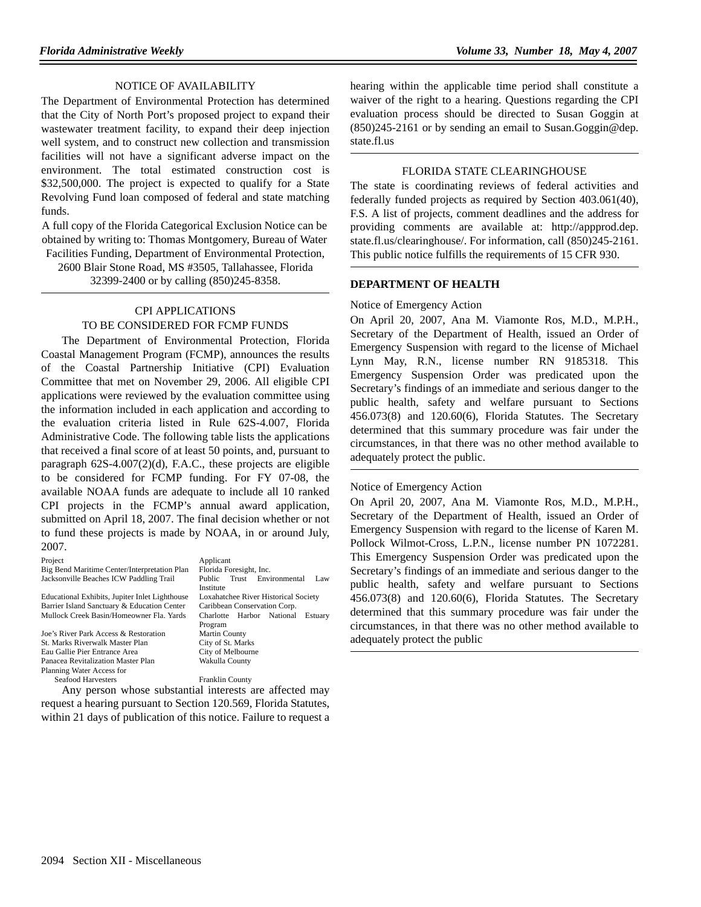NOTICE OF AVAILABILITY

The Department of Environmental Protection has determined that the City of North Port's proposed project to expand their wastewater treatment facility, to expand their deep injection well system, and to construct new collection and transmission facilities will not have a significant adverse impact on the environment. The total estimated construction cost is $32,500,000. The project is expected to qualify for a State Revolving Fund loan composed of federal and state matching funds.

A full copy of the Florida Categorical Exclusion Notice can be obtained by writing to: Thomas Montgomery, Bureau of Water Facilities Funding, Department of Environmental Protection, 2600 Blair Stone Road, MS #3505, Tallahassee, Florida 32399-2400 or by calling (850)245-8358.

CPI APPLICATIONS
TO BE CONSIDERED FOR FCMP FUNDS

The Department of Environmental Protection, Florida Coastal Management Program (FCMP), announces the results of the Coastal Partnership Initiative (CPI) Evaluation Committee that met on November 29, 2006. All eligible CPI applications were reviewed by the evaluation committee using the information included in each application and according to the evaluation criteria listed in Rule 62S-4.007, Florida Administrative Code. The following table lists the applications that received a final score of at least 50 points, and, pursuant to paragraph 62S-4.007(2)(d), F.A.C., these projects are eligible to be considered for FCMP funding. For FY 07-08, the available NOAA funds are adequate to include all 10 ranked CPI projects in the FCMP's annual award application, submitted on April 18, 2007. The final decision whether or not to fund these projects is made by NOAA, in or around July, 2007.

| Project | Applicant |
|---|---|
| Big Bend Maritime Center/Interpretation Plan | Florida Foresight, Inc. |
| Jacksonville Beaches ICW Paddling Trail | Public Trust Environmental Law Institute |
| Educational Exhibits, Jupiter Inlet Lighthouse | Loxahatchee River Historical Society |
| Barrier Island Sanctuary & Education Center | Caribbean Conservation Corp. |
| Mullock Creek Basin/Homeowner Fla. Yards | Charlotte Harbor National Estuary Program |
| Joe's River Park Access & Restoration | Martin County |
| St. Marks Riverwalk Master Plan | City of St. Marks |
| Eau Gallie Pier Entrance Area | City of Melbourne |
| Panacea Revitalization Master Plan | Wakulla County |
| Planning Water Access for Seafood Harvesters | Franklin County |

Any person whose substantial interests are affected may request a hearing pursuant to Section 120.569, Florida Statutes, within 21 days of publication of this notice. Failure to request a hearing within the applicable time period shall constitute a waiver of the right to a hearing. Questions regarding the CPI evaluation process should be directed to Susan Goggin at (850)245-2161 or by sending an email to Susan.Goggin@dep.state.fl.us

FLORIDA STATE CLEARINGHOUSE

The state is coordinating reviews of federal activities and federally funded projects as required by Section 403.061(40), F.S. A list of projects, comment deadlines and the address for providing comments are available at: http://appprod.dep.state.fl.us/clearinghouse/. For information, call (850)245-2161. This public notice fulfills the requirements of 15 CFR 930.

## DEPARTMENT OF HEALTH

Notice of Emergency Action

On April 20, 2007, Ana M. Viamonte Ros, M.D., M.P.H., Secretary of the Department of Health, issued an Order of Emergency Suspension with regard to the license of Michael Lynn May, R.N., license number RN 9185318. This Emergency Suspension Order was predicated upon the Secretary's findings of an immediate and serious danger to the public health, safety and welfare pursuant to Sections 456.073(8) and 120.60(6), Florida Statutes. The Secretary determined that this summary procedure was fair under the circumstances, in that there was no other method available to adequately protect the public.

Notice of Emergency Action

On April 20, 2007, Ana M. Viamonte Ros, M.D., M.P.H., Secretary of the Department of Health, issued an Order of Emergency Suspension with regard to the license of Karen M. Pollock Wilmot-Cross, L.P.N., license number PN 1072281. This Emergency Suspension Order was predicated upon the Secretary's findings of an immediate and serious danger to the public health, safety and welfare pursuant to Sections 456.073(8) and 120.60(6), Florida Statutes. The Secretary determined that this summary procedure was fair under the circumstances, in that there was no other method available to adequately protect the public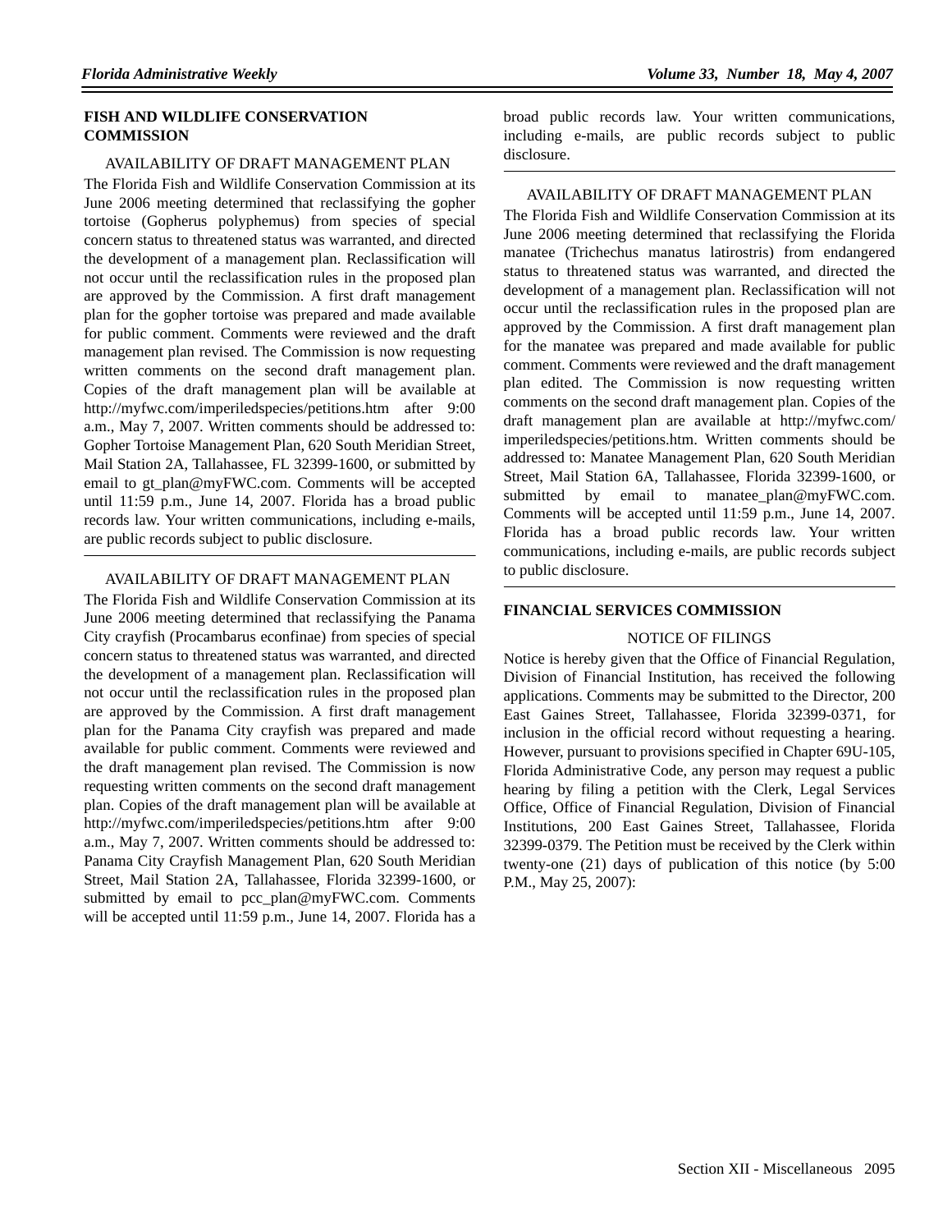## FISH AND WILDLIFE CONSERVATION COMMISSION

AVAILABILITY OF DRAFT MANAGEMENT PLAN

The Florida Fish and Wildlife Conservation Commission at its June 2006 meeting determined that reclassifying the gopher tortoise (Gopherus polyphemus) from species of special concern status to threatened status was warranted, and directed the development of a management plan. Reclassification will not occur until the reclassification rules in the proposed plan are approved by the Commission. A first draft management plan for the gopher tortoise was prepared and made available for public comment. Comments were reviewed and the draft management plan revised. The Commission is now requesting written comments on the second draft management plan. Copies of the draft management plan will be available at http://myfwc.com/imperiledspecies/petitions.htm after 9:00 a.m., May 7, 2007. Written comments should be addressed to: Gopher Tortoise Management Plan, 620 South Meridian Street, Mail Station 2A, Tallahassee, FL 32399-1600, or submitted by email to gt_plan@myFWC.com. Comments will be accepted until 11:59 p.m., June 14, 2007. Florida has a broad public records law. Your written communications, including e-mails, are public records subject to public disclosure.

---

AVAILABILITY OF DRAFT MANAGEMENT PLAN

The Florida Fish and Wildlife Conservation Commission at its June 2006 meeting determined that reclassifying the Panama City crayfish (Procambarus econfinae) from species of special concern status to threatened status was warranted, and directed the development of a management plan. Reclassification will not occur until the reclassification rules in the proposed plan are approved by the Commission. A first draft management plan for the Panama City crayfish was prepared and made available for public comment. Comments were reviewed and the draft management plan revised. The Commission is now requesting written comments on the second draft management plan. Copies of the draft management plan will be available at http://myfwc.com/imperiledspecies/petitions.htm after 9:00 a.m., May 7, 2007. Written comments should be addressed to: Panama City Crayfish Management Plan, 620 South Meridian Street, Mail Station 2A, Tallahassee, Florida 32399-1600, or submitted by email to pcc_plan@myFWC.com. Comments will be accepted until 11:59 p.m., June 14, 2007. Florida has a broad public records law. Your written communications, including e-mails, are public records subject to public disclosure.

---

AVAILABILITY OF DRAFT MANAGEMENT PLAN

The Florida Fish and Wildlife Conservation Commission at its June 2006 meeting determined that reclassifying the Florida manatee (Trichechus manatus latirostris) from endangered status to threatened status was warranted, and directed the development of a management plan. Reclassification will not occur until the reclassification rules in the proposed plan are approved by the Commission. A first draft management plan for the manatee was prepared and made available for public comment. Comments were reviewed and the draft management plan edited. The Commission is now requesting written comments on the second draft management plan. Copies of the draft management plan are available at http://myfwc.com/imperiledspecies/petitions.htm. Written comments should be addressed to: Manatee Management Plan, 620 South Meridian Street, Mail Station 6A, Tallahassee, Florida 32399-1600, or submitted by email to manatee_plan@myFWC.com. Comments will be accepted until 11:59 p.m., June 14, 2007. Florida has a broad public records law. Your written communications, including e-mails, are public records subject to public disclosure.

---

## FINANCIAL SERVICES COMMISSION

NOTICE OF FILINGS

Notice is hereby given that the Office of Financial Regulation, Division of Financial Institution, has received the following applications. Comments may be submitted to the Director, 200 East Gaines Street, Tallahassee, Florida 32399-0371, for inclusion in the official record without requesting a hearing. However, pursuant to provisions specified in Chapter 69U-105, Florida Administrative Code, any person may request a public hearing by filing a petition with the Clerk, Legal Services Office, Office of Financial Regulation, Division of Financial Institutions, 200 East Gaines Street, Tallahassee, Florida 32399-0379. The Petition must be received by the Clerk within twenty-one (21) days of publication of this notice (by 5:00 P.M., May 25, 2007):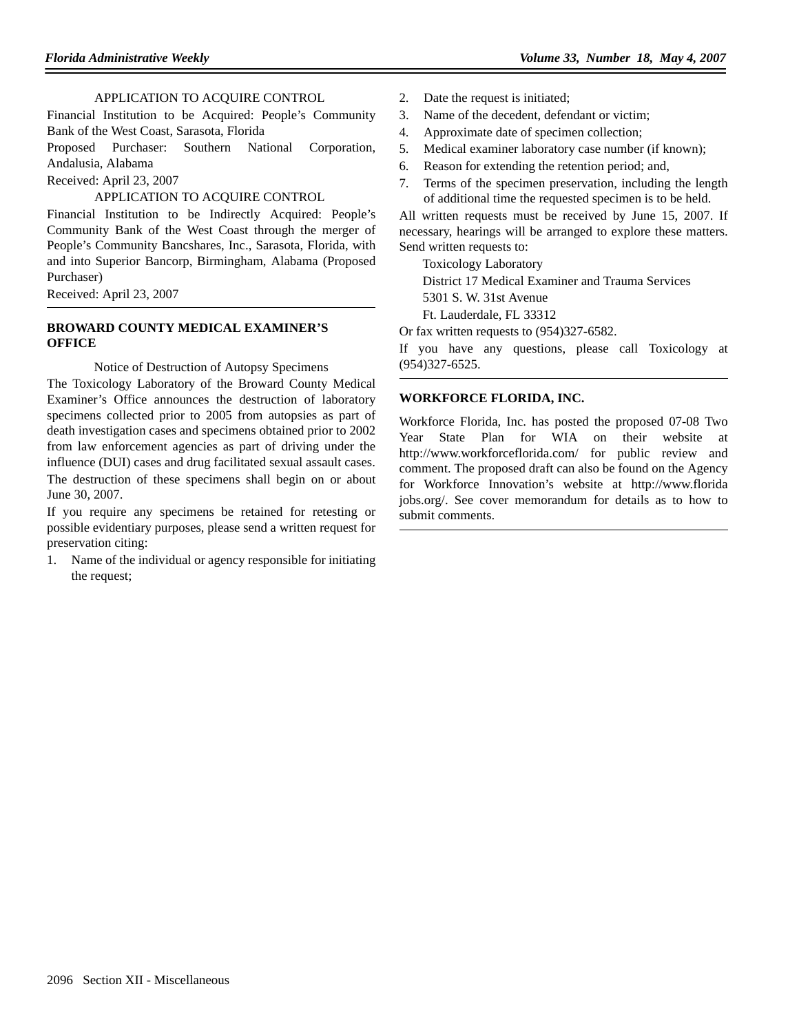APPLICATION TO ACQUIRE CONTROL

Financial Institution to be Acquired: People's Community Bank of the West Coast, Sarasota, Florida

Proposed Purchaser: Southern National Corporation, Andalusia, Alabama

Received: April 23, 2007

APPLICATION TO ACQUIRE CONTROL

Financial Institution to be Indirectly Acquired: People's Community Bank of the West Coast through the merger of People's Community Bancshares, Inc., Sarasota, Florida, with and into Superior Bancorp, Birmingham, Alabama (Proposed Purchaser)

Received: April 23, 2007

## BROWARD COUNTY MEDICAL EXAMINER'S OFFICE

Notice of Destruction of Autopsy Specimens

The Toxicology Laboratory of the Broward County Medical Examiner's Office announces the destruction of laboratory specimens collected prior to 2005 from autopsies as part of death investigation cases and specimens obtained prior to 2002 from law enforcement agencies as part of driving under the influence (DUI) cases and drug facilitated sexual assault cases.

The destruction of these specimens shall begin on or about June 30, 2007.

If you require any specimens be retained for retesting or possible evidentiary purposes, please send a written request for preservation citing:

1. Name of the individual or agency responsible for initiating the request;
2. Date the request is initiated;
3. Name of the decedent, defendant or victim;
4. Approximate date of specimen collection;
5. Medical examiner laboratory case number (if known);
6. Reason for extending the retention period; and,
7. Terms of the specimen preservation, including the length of additional time the requested specimen is to be held.

All written requests must be received by June 15, 2007. If necessary, hearings will be arranged to explore these matters. Send written requests to:

Toxicology Laboratory
District 17 Medical Examiner and Trauma Services
5301 S. W. 31st Avenue
Ft. Lauderdale, FL 33312

Or fax written requests to (954)327-6582.

If you have any questions, please call Toxicology at (954)327-6525.

## WORKFORCE FLORIDA, INC.

Workforce Florida, Inc. has posted the proposed 07-08 Two Year State Plan for WIA on their website at http://www.workforceflorida.com/ for public review and comment. The proposed draft can also be found on the Agency for Workforce Innovation's website at http://www.floridajobs.org/. See cover memorandum for details as to how to submit comments.